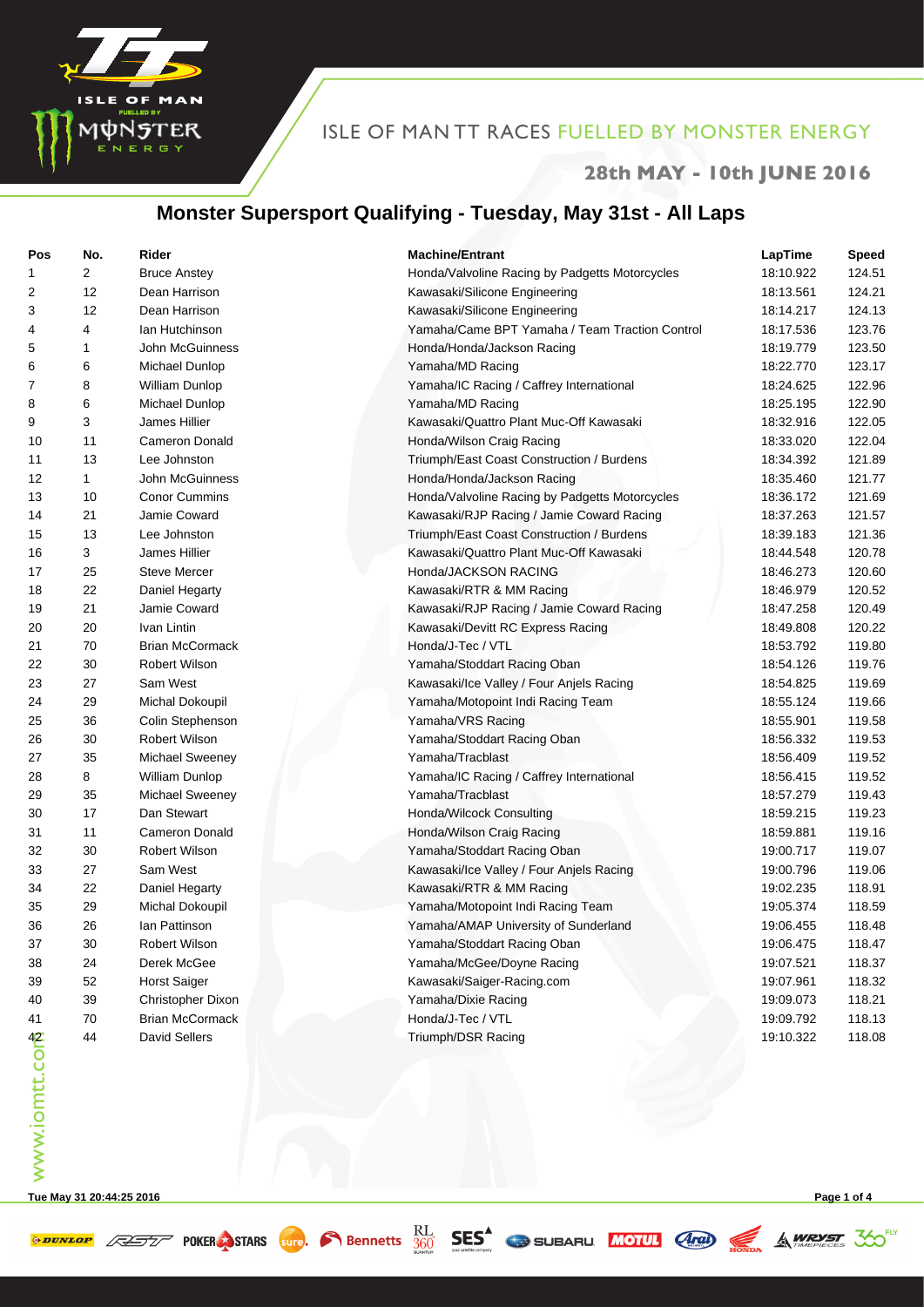ISLE OF MAN TT RACES FUELLED BY MONSTER ENERGY

**28th MAY - 10th JUNE 2016**

# Monster Supersport Qualifying - Tuesday, May 31st - All Laps

| Pos | No. | Rider | Machine/Entrant | LapTime | Speed |
|---|---|---|---|---|---|
| 1 | 2 | Bruce Anstey | Honda/Valvoline Racing by Padgetts Motorcycles | 18:10.922 | 124.51 |
| 2 | 12 | Dean Harrison | Kawasaki/Silicone Engineering | 18:13.561 | 124.21 |
| 3 | 12 | Dean Harrison | Kawasaki/Silicone Engineering | 18:14.217 | 124.13 |
| 4 | 4 | Ian Hutchinson | Yamaha/Came BPT Yamaha / Team Traction Control | 18:17.536 | 123.76 |
| 5 | 1 | John McGuinness | Honda/Honda/Jackson Racing | 18:19.779 | 123.50 |
| 6 | 6 | Michael Dunlop | Yamaha/MD Racing | 18:22.770 | 123.17 |
| 7 | 8 | William Dunlop | Yamaha/IC Racing / Caffrey International | 18:24.625 | 122.96 |
| 8 | 6 | Michael Dunlop | Yamaha/MD Racing | 18:25.195 | 122.90 |
| 9 | 3 | James Hillier | Kawasaki/Quattro Plant Muc-Off Kawasaki | 18:32.916 | 122.05 |
| 10 | 11 | Cameron Donald | Honda/Wilson Craig Racing | 18:33.020 | 122.04 |
| 11 | 13 | Lee Johnston | Triumph/East Coast Construction / Burdens | 18:34.392 | 121.89 |
| 12 | 1 | John McGuinness | Honda/Honda/Jackson Racing | 18:35.460 | 121.77 |
| 13 | 10 | Conor Cummins | Honda/Valvoline Racing by Padgetts Motorcycles | 18:36.172 | 121.69 |
| 14 | 21 | Jamie Coward | Kawasaki/RJP Racing / Jamie Coward Racing | 18:37.263 | 121.57 |
| 15 | 13 | Lee Johnston | Triumph/East Coast Construction / Burdens | 18:39.183 | 121.36 |
| 16 | 3 | James Hillier | Kawasaki/Quattro Plant Muc-Off Kawasaki | 18:44.548 | 120.78 |
| 17 | 25 | Steve Mercer | Honda/JACKSON RACING | 18:46.273 | 120.60 |
| 18 | 22 | Daniel Hegarty | Kawasaki/RTR & MM Racing | 18:46.979 | 120.52 |
| 19 | 21 | Jamie Coward | Kawasaki/RJP Racing / Jamie Coward Racing | 18:47.258 | 120.49 |
| 20 | 20 | Ivan Lintin | Kawasaki/Devitt RC Express Racing | 18:49.808 | 120.22 |
| 21 | 70 | Brian McCormack | Honda/J-Tec / VTL | 18:53.792 | 119.80 |
| 22 | 30 | Robert Wilson | Yamaha/Stoddart Racing Oban | 18:54.126 | 119.76 |
| 23 | 27 | Sam West | Kawasaki/Ice Valley / Four Anjels Racing | 18:54.825 | 119.69 |
| 24 | 29 | Michal Dokoupil | Yamaha/Motopoint Indi Racing Team | 18:55.124 | 119.66 |
| 25 | 36 | Colin Stephenson | Yamaha/VRS Racing | 18:55.901 | 119.58 |
| 26 | 30 | Robert Wilson | Yamaha/Stoddart Racing Oban | 18:56.332 | 119.53 |
| 27 | 35 | Michael Sweeney | Yamaha/Tracblast | 18:56.409 | 119.52 |
| 28 | 8 | William Dunlop | Yamaha/IC Racing / Caffrey International | 18:56.415 | 119.52 |
| 29 | 35 | Michael Sweeney | Yamaha/Tracblast | 18:57.279 | 119.43 |
| 30 | 17 | Dan Stewart | Honda/Wilcock Consulting | 18:59.215 | 119.23 |
| 31 | 11 | Cameron Donald | Honda/Wilson Craig Racing | 18:59.881 | 119.16 |
| 32 | 30 | Robert Wilson | Yamaha/Stoddart Racing Oban | 19:00.717 | 119.07 |
| 33 | 27 | Sam West | Kawasaki/Ice Valley / Four Anjels Racing | 19:00.796 | 119.06 |
| 34 | 22 | Daniel Hegarty | Kawasaki/RTR & MM Racing | 19:02.235 | 118.91 |
| 35 | 29 | Michal Dokoupil | Yamaha/Motopoint Indi Racing Team | 19:05.374 | 118.59 |
| 36 | 26 | Ian Pattinson | Yamaha/AMAP University of Sunderland | 19:06.455 | 118.48 |
| 37 | 30 | Robert Wilson | Yamaha/Stoddart Racing Oban | 19:06.475 | 118.47 |
| 38 | 24 | Derek McGee | Yamaha/McGee/Doyne Racing | 19:07.521 | 118.37 |
| 39 | 52 | Horst Saiger | Kawasaki/Saiger-Racing.com | 19:07.961 | 118.32 |
| 40 | 39 | Christopher Dixon | Yamaha/Dixie Racing | 19:09.073 | 118.21 |
| 41 | 70 | Brian McCormack | Honda/J-Tec / VTL | 19:09.792 | 118.13 |
| 42 | 44 | David Sellers | Triumph/DSR Racing | 19:10.322 | 118.08 |

www.iomtt.com

Tue May 31 20:44:25 2016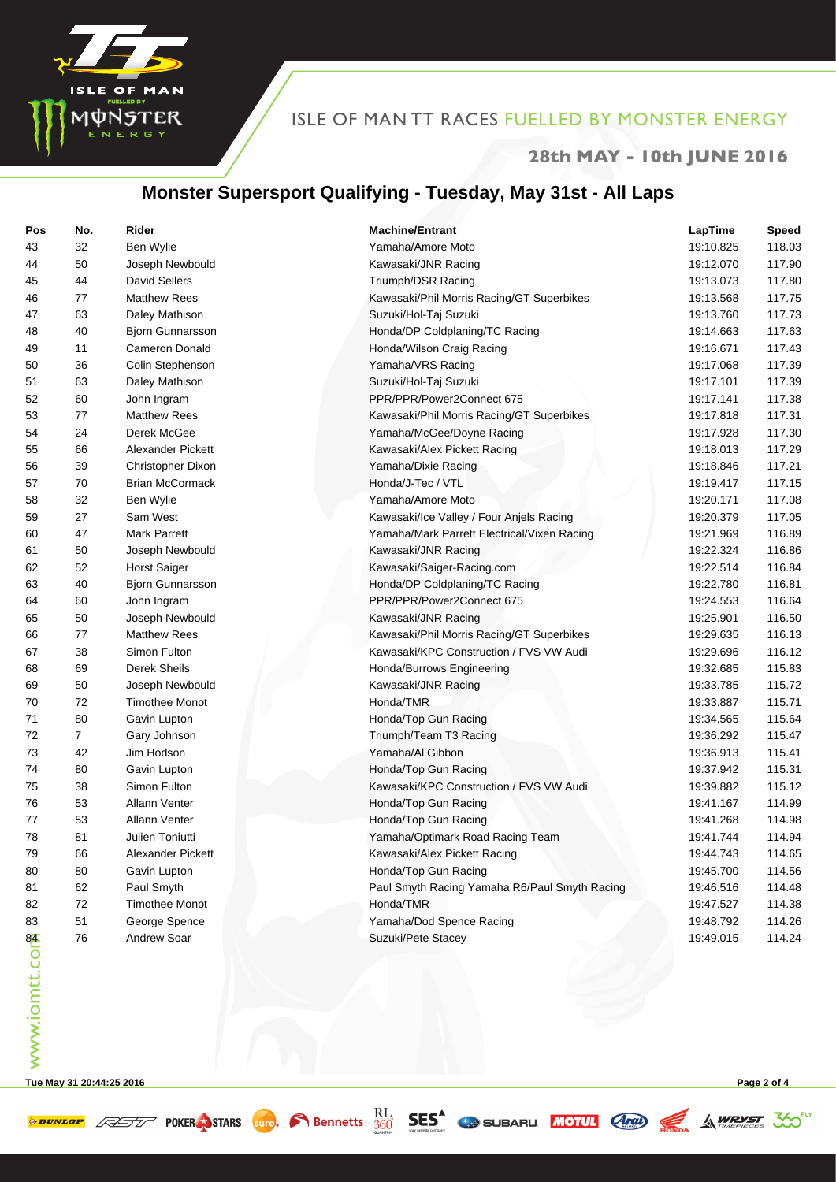## Monster Supersport Qualifying - Tuesday, May 31st - All Laps

| Pos | No. | Rider | Machine/Entrant | LapTime | Speed |
|---|---|---|---|---|---|
| 43 | 32 | Ben Wylie | Yamaha/Amore Moto | 19:10.825 | 118.03 |
| 44 | 50 | Joseph Newbould | Kawasaki/JNR Racing | 19:12.070 | 117.90 |
| 45 | 44 | David Sellers | Triumph/DSR Racing | 19:13.073 | 117.80 |
| 46 | 77 | Matthew Rees | Kawasaki/Phil Morris Racing/GT Superbikes | 19:13.568 | 117.75 |
| 47 | 63 | Daley Mathison | Suzuki/Hol-Taj Suzuki | 19:13.760 | 117.73 |
| 48 | 40 | Bjorn Gunnarsson | Honda/DP Coldplaning/TC Racing | 19:14.663 | 117.63 |
| 49 | 11 | Cameron Donald | Honda/Wilson Craig Racing | 19:16.671 | 117.43 |
| 50 | 36 | Colin Stephenson | Yamaha/VRS Racing | 19:17.068 | 117.39 |
| 51 | 63 | Daley Mathison | Suzuki/Hol-Taj Suzuki | 19:17.101 | 117.39 |
| 52 | 60 | John Ingram | PPR/PPR/Power2Connect 675 | 19:17.141 | 117.38 |
| 53 | 77 | Matthew Rees | Kawasaki/Phil Morris Racing/GT Superbikes | 19:17.818 | 117.31 |
| 54 | 24 | Derek McGee | Yamaha/McGee/Doyne Racing | 19:17.928 | 117.30 |
| 55 | 66 | Alexander Pickett | Kawasaki/Alex Pickett Racing | 19:18.013 | 117.29 |
| 56 | 39 | Christopher Dixon | Yamaha/Dixie Racing | 19:18.846 | 117.21 |
| 57 | 70 | Brian McCormack | Honda/J-Tec / VTL | 19:19.417 | 117.15 |
| 58 | 32 | Ben Wylie | Yamaha/Amore Moto | 19:20.171 | 117.08 |
| 59 | 27 | Sam West | Kawasaki/Ice Valley / Four Anjels Racing | 19:20.379 | 117.05 |
| 60 | 47 | Mark Parrett | Yamaha/Mark Parrett Electrical/Vixen Racing | 19:21.969 | 116.89 |
| 61 | 50 | Joseph Newbould | Kawasaki/JNR Racing | 19:22.324 | 116.86 |
| 62 | 52 | Horst Saiger | Kawasaki/Saiger-Racing.com | 19:22.514 | 116.84 |
| 63 | 40 | Bjorn Gunnarsson | Honda/DP Coldplaning/TC Racing | 19:22.780 | 116.81 |
| 64 | 60 | John Ingram | PPR/PPR/Power2Connect 675 | 19:24.553 | 116.64 |
| 65 | 50 | Joseph Newbould | Kawasaki/JNR Racing | 19:25.901 | 116.50 |
| 66 | 77 | Matthew Rees | Kawasaki/Phil Morris Racing/GT Superbikes | 19:29.635 | 116.13 |
| 67 | 38 | Simon Fulton | Kawasaki/KPC Construction / FVS VW Audi | 19:29.696 | 116.12 |
| 68 | 69 | Derek Sheils | Honda/Burrows Engineering | 19:32.685 | 115.83 |
| 69 | 50 | Joseph Newbould | Kawasaki/JNR Racing | 19:33.785 | 115.72 |
| 70 | 72 | Timothee Monot | Honda/TMR | 19:33.887 | 115.71 |
| 71 | 80 | Gavin Lupton | Honda/Top Gun Racing | 19:34.565 | 115.64 |
| 72 | 7 | Gary Johnson | Triumph/Team T3 Racing | 19:36.292 | 115.47 |
| 73 | 42 | Jim Hodson | Yamaha/Al Gibbon | 19:36.913 | 115.41 |
| 74 | 80 | Gavin Lupton | Honda/Top Gun Racing | 19:37.942 | 115.31 |
| 75 | 38 | Simon Fulton | Kawasaki/KPC Construction / FVS VW Audi | 19:39.882 | 115.12 |
| 76 | 53 | Allann Venter | Honda/Top Gun Racing | 19:41.167 | 114.99 |
| 77 | 53 | Allann Venter | Honda/Top Gun Racing | 19:41.268 | 114.98 |
| 78 | 81 | Julien Toniutti | Yamaha/Optimark Road Racing Team | 19:41.744 | 114.94 |
| 79 | 66 | Alexander Pickett | Kawasaki/Alex Pickett Racing | 19:44.743 | 114.65 |
| 80 | 80 | Gavin Lupton | Honda/Top Gun Racing | 19:45.700 | 114.56 |
| 81 | 62 | Paul Smyth | Paul Smyth Racing Yamaha R6/Paul Smyth Racing | 19:46.516 | 114.48 |
| 82 | 72 | Timothee Monot | Honda/TMR | 19:47.527 | 114.38 |
| 83 | 51 | George Spence | Yamaha/Dod Spence Racing | 19:48.792 | 114.26 |
| 84 | 76 | Andrew Soar | Suzuki/Pete Stacey | 19:49.015 | 114.24 |

Tue May 31 20:44:25 2016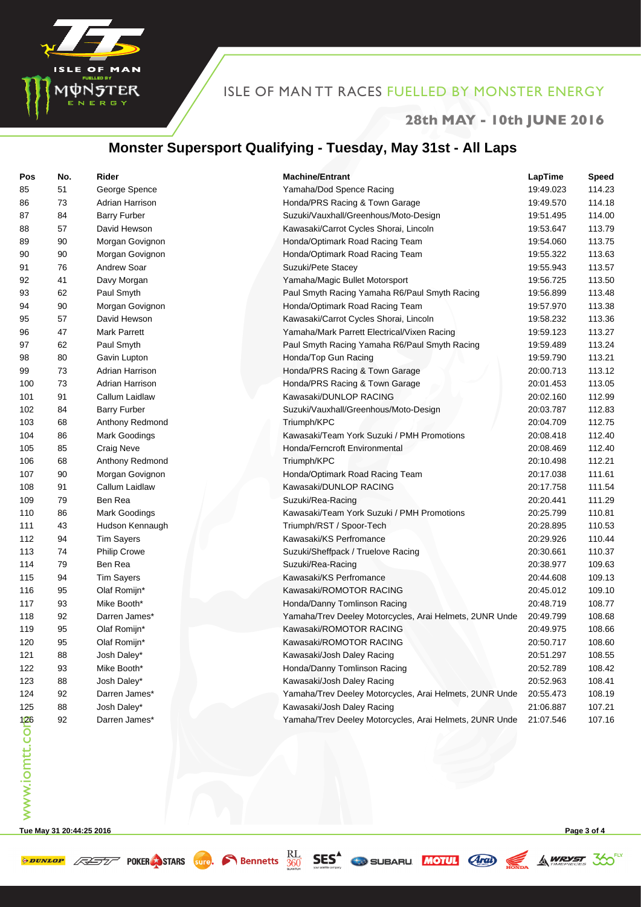# Monster Supersport Qualifying - Tuesday, May 31st - All Laps

| Pos | No. | Rider | Machine/Entrant | LapTime | Speed |
|---|---|---|---|---|---|
| 85 | 51 | George Spence | Yamaha/Dod Spence Racing | 19:49.023 | 114.23 |
| 86 | 73 | Adrian Harrison | Honda/PRS Racing & Town Garage | 19:49.570 | 114.18 |
| 87 | 84 | Barry Furber | Suzuki/Vauxhall/Greenhous/Moto-Design | 19:51.495 | 114.00 |
| 88 | 57 | David Hewson | Kawasaki/Carrot Cycles Shorai, Lincoln | 19:53.647 | 113.79 |
| 89 | 90 | Morgan Govignon | Honda/Optimark Road Racing Team | 19:54.060 | 113.75 |
| 90 | 90 | Morgan Govignon | Honda/Optimark Road Racing Team | 19:55.322 | 113.63 |
| 91 | 76 | Andrew Soar | Suzuki/Pete Stacey | 19:55.943 | 113.57 |
| 92 | 41 | Davy Morgan | Yamaha/Magic Bullet Motorsport | 19:56.725 | 113.50 |
| 93 | 62 | Paul Smyth | Paul Smyth Racing Yamaha R6/Paul Smyth Racing | 19:56.899 | 113.48 |
| 94 | 90 | Morgan Govignon | Honda/Optimark Road Racing Team | 19:57.970 | 113.38 |
| 95 | 57 | David Hewson | Kawasaki/Carrot Cycles Shorai, Lincoln | 19:58.232 | 113.36 |
| 96 | 47 | Mark Parrett | Yamaha/Mark Parrett Electrical/Vixen Racing | 19:59.123 | 113.27 |
| 97 | 62 | Paul Smyth | Paul Smyth Racing Yamaha R6/Paul Smyth Racing | 19:59.489 | 113.24 |
| 98 | 80 | Gavin Lupton | Honda/Top Gun Racing | 19:59.790 | 113.21 |
| 99 | 73 | Adrian Harrison | Honda/PRS Racing & Town Garage | 20:00.713 | 113.12 |
| 100 | 73 | Adrian Harrison | Honda/PRS Racing & Town Garage | 20:01.453 | 113.05 |
| 101 | 91 | Callum Laidlaw | Kawasaki/DUNLOP RACING | 20:02.160 | 112.99 |
| 102 | 84 | Barry Furber | Suzuki/Vauxhall/Greenhous/Moto-Design | 20:03.787 | 112.83 |
| 103 | 68 | Anthony Redmond | Triumph/KPC | 20:04.709 | 112.75 |
| 104 | 86 | Mark Goodings | Kawasaki/Team York Suzuki / PMH Promotions | 20:08.418 | 112.40 |
| 105 | 85 | Craig Neve | Honda/Ferncroft Environmental | 20:08.469 | 112.40 |
| 106 | 68 | Anthony Redmond | Triumph/KPC | 20:10.498 | 112.21 |
| 107 | 90 | Morgan Govignon | Honda/Optimark Road Racing Team | 20:17.038 | 111.61 |
| 108 | 91 | Callum Laidlaw | Kawasaki/DUNLOP RACING | 20:17.758 | 111.54 |
| 109 | 79 | Ben Rea | Suzuki/Rea-Racing | 20:20.441 | 111.29 |
| 110 | 86 | Mark Goodings | Kawasaki/Team York Suzuki / PMH Promotions | 20:25.799 | 110.81 |
| 111 | 43 | Hudson Kennaugh | Triumph/RST / Spoor-Tech | 20:28.895 | 110.53 |
| 112 | 94 | Tim Sayers | Kawasaki/KS Perfromance | 20:29.926 | 110.44 |
| 113 | 74 | Philip Crowe | Suzuki/Sheffpack / Truelove Racing | 20:30.661 | 110.37 |
| 114 | 79 | Ben Rea | Suzuki/Rea-Racing | 20:38.977 | 109.63 |
| 115 | 94 | Tim Sayers | Kawasaki/KS Perfromance | 20:44.608 | 109.13 |
| 116 | 95 | Olaf Romijn* | Kawasaki/ROMOTOR RACING | 20:45.012 | 109.10 |
| 117 | 93 | Mike Booth* | Honda/Danny Tomlinson Racing | 20:48.719 | 108.77 |
| 118 | 92 | Darren James* | Yamaha/Trev Deeley Motorcycles, Arai Helmets, 2UNR Unde | 20:49.799 | 108.68 |
| 119 | 95 | Olaf Romijn* | Kawasaki/ROMOTOR RACING | 20:49.975 | 108.66 |
| 120 | 95 | Olaf Romijn* | Kawasaki/ROMOTOR RACING | 20:50.717 | 108.60 |
| 121 | 88 | Josh Daley* | Kawasaki/Josh Daley Racing | 20:51.297 | 108.55 |
| 122 | 93 | Mike Booth* | Honda/Danny Tomlinson Racing | 20:52.789 | 108.42 |
| 123 | 88 | Josh Daley* | Kawasaki/Josh Daley Racing | 20:52.963 | 108.41 |
| 124 | 92 | Darren James* | Yamaha/Trev Deeley Motorcycles, Arai Helmets, 2UNR Unde | 20:55.473 | 108.19 |
| 125 | 88 | Josh Daley* | Kawasaki/Josh Daley Racing | 21:06.887 | 107.21 |
| 126 | 92 | Darren James* | Yamaha/Trev Deeley Motorcycles, Arai Helmets, 2UNR Unde | 21:07.546 | 107.16 |

Tue May 31 20:44:25 2016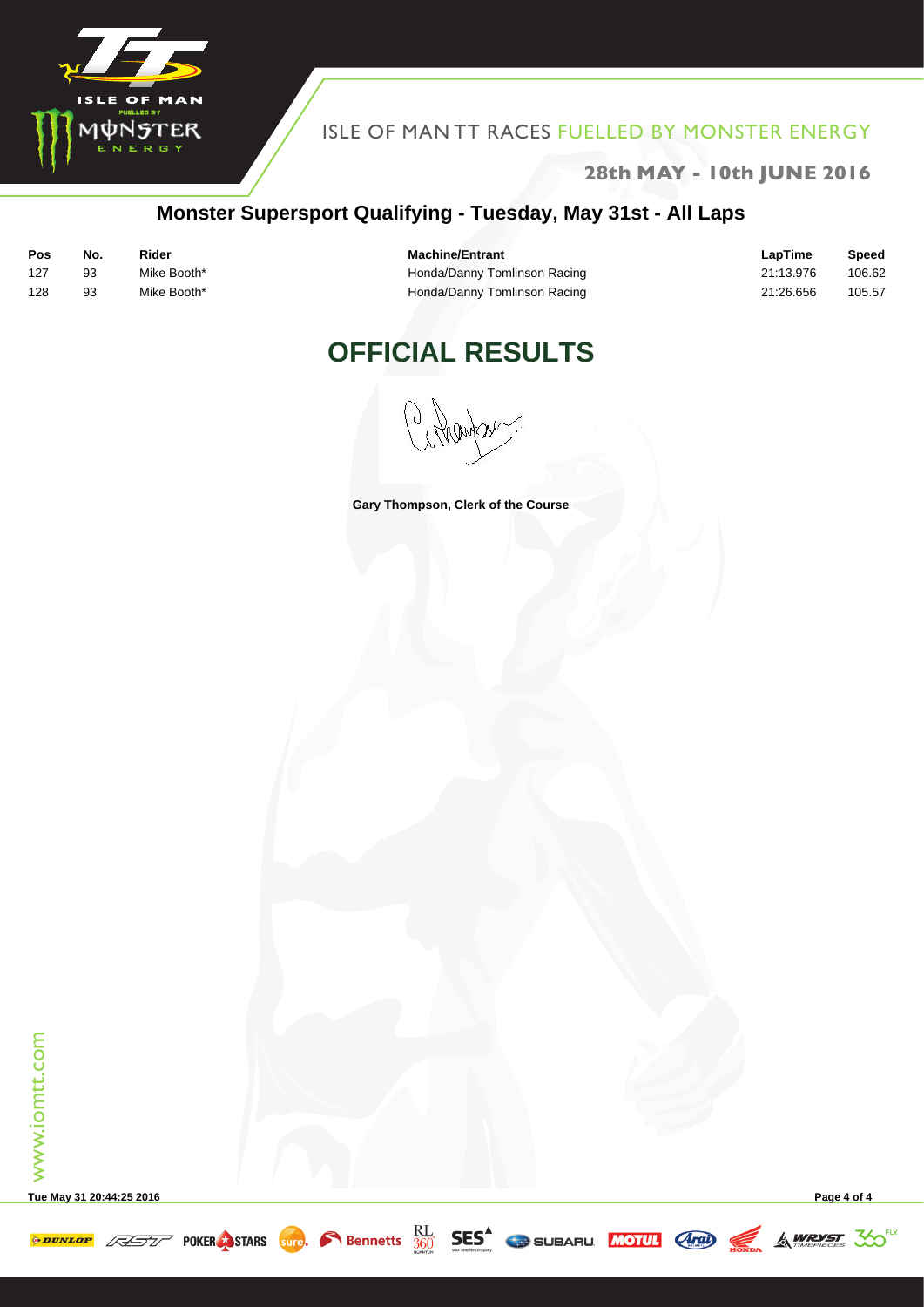## Monster Supersport Qualifying - Tuesday, May 31st - All Laps

| Pos | No. | Rider | Machine/Entrant | LapTime | Speed |
|---|---|---|---|---|---|
| 127 | 93 | Mike Booth* | Honda/Danny Tomlinson Racing | 21:13.976 | 106.62 |
| 128 | 93 | Mike Booth* | Honda/Danny Tomlinson Racing | 21:26.656 | 105.57 |

# OFFICIAL RESULTS

**Gary Thompson, Clerk of the Course**

**Tue May 31 20:44:25 2016**